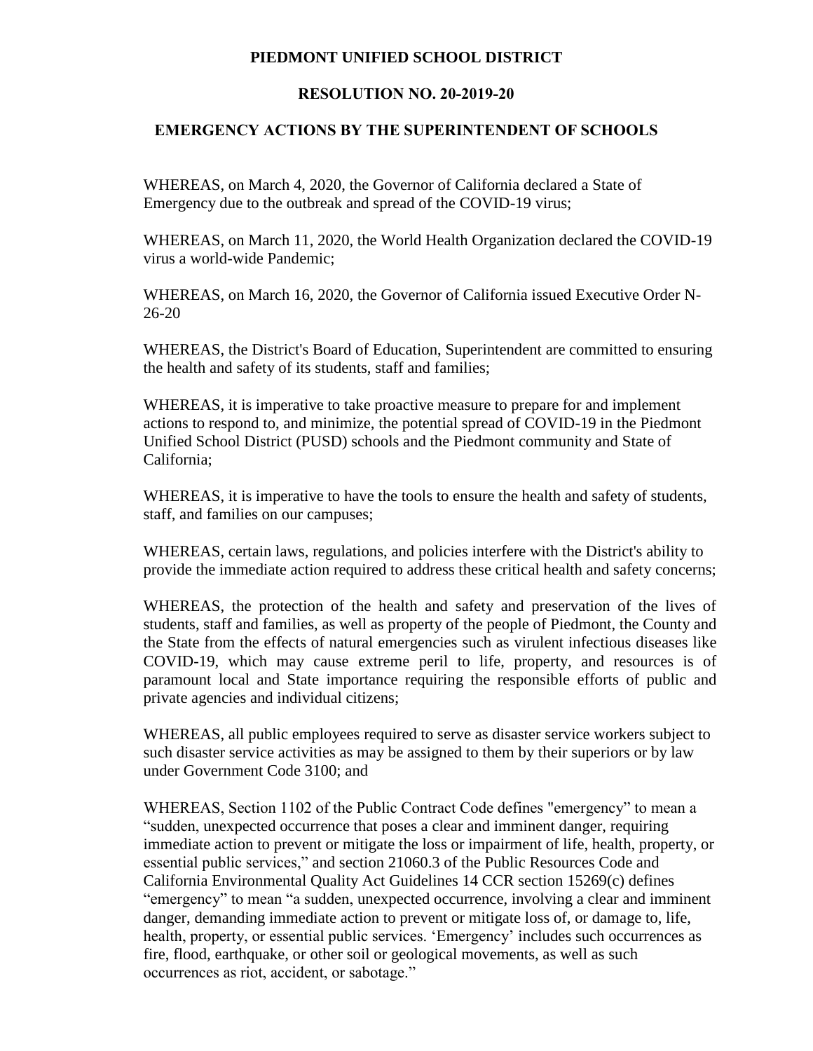# PIEDMONT UNIFIED SCHOOL DISTRICT

## RESOLUTION NO. 20-2019-20

## EMERGENCY ACTIONS BY THE SUPERINTENDENT OF SCHOOLS

WHEREAS, on March 4, 2020, the Governor of California declared a State of Emergency due to the outbreak and spread of the COVID-19 virus;

WHEREAS, on March 11, 2020, the World Health Organization declared the COVID-19 virus a world-wide Pandemic;

WHEREAS, on March 16, 2020, the Governor of California issued Executive Order N-26-20

WHEREAS, the District's Board of Education, Superintendent are committed to ensuring the health and safety of its students, staff and families;

WHEREAS, it is imperative to take proactive measure to prepare for and implement actions to respond to, and minimize, the potential spread of COVID-19 in the Piedmont Unified School District (PUSD) schools and the Piedmont community and State of California;

WHEREAS, it is imperative to have the tools to ensure the health and safety of students, staff, and families on our campuses;

WHEREAS, certain laws, regulations, and policies interfere with the District's ability to provide the immediate action required to address these critical health and safety concerns;

WHEREAS, the protection of the health and safety and preservation of the lives of students, staff and families, as well as property of the people of Piedmont, the County and the State from the effects of natural emergencies such as virulent infectious diseases like COVID-19, which may cause extreme peril to life, property, and resources is of paramount local and State importance requiring the responsible efforts of public and private agencies and individual citizens;

WHEREAS, all public employees required to serve as disaster service workers subject to such disaster service activities as may be assigned to them by their superiors or by law under Government Code 3100; and

WHEREAS, Section 1102 of the Public Contract Code defines "emergency" to mean a "sudden, unexpected occurrence that poses a clear and imminent danger, requiring immediate action to prevent or mitigate the loss or impairment of life, health, property, or essential public services," and section 21060.3 of the Public Resources Code and California Environmental Quality Act Guidelines 14 CCR section 15269(c) defines "emergency" to mean "a sudden, unexpected occurrence, involving a clear and imminent danger, demanding immediate action to prevent or mitigate loss of, or damage to, life, health, property, or essential public services. 'Emergency' includes such occurrences as fire, flood, earthquake, or other soil or geological movements, as well as such occurrences as riot, accident, or sabotage."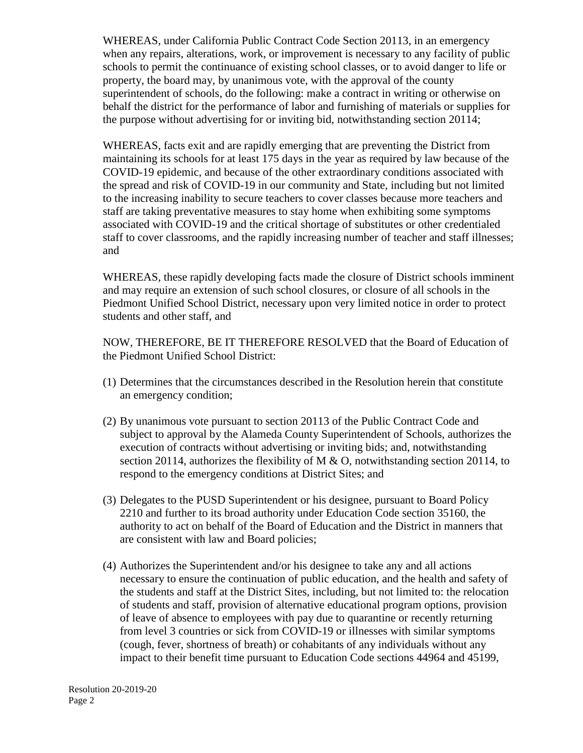WHEREAS, under California Public Contract Code Section 20113, in an emergency when any repairs, alterations, work, or improvement is necessary to any facility of public schools to permit the continuance of existing school classes, or to avoid danger to life or property, the board may, by unanimous vote, with the approval of the county superintendent of schools, do the following: make a contract in writing or otherwise on behalf the district for the performance of labor and furnishing of materials or supplies for the purpose without advertising for or inviting bid, notwithstanding section 20114;

WHEREAS, facts exit and are rapidly emerging that are preventing the District from maintaining its schools for at least 175 days in the year as required by law because of the COVID-19 epidemic, and because of the other extraordinary conditions associated with the spread and risk of COVID-19 in our community and State, including but not limited to the increasing inability to secure teachers to cover classes because more teachers and staff are taking preventative measures to stay home when exhibiting some symptoms associated with COVID-19 and the critical shortage of substitutes or other credentialed staff to cover classrooms, and the rapidly increasing number of teacher and staff illnesses; and

WHEREAS, these rapidly developing facts made the closure of District schools imminent and may require an extension of such school closures, or closure of all schools in the Piedmont Unified School District, necessary upon very limited notice in order to protect students and other staff, and

NOW, THEREFORE, BE IT THEREFORE RESOLVED that the Board of Education of the Piedmont Unified School District:

(1) Determines that the circumstances described in the Resolution herein that constitute an emergency condition;

(2) By unanimous vote pursuant to section 20113 of the Public Contract Code and subject to approval by the Alameda County Superintendent of Schools, authorizes the execution of contracts without advertising or inviting bids; and, notwithstanding section 20114, authorizes the flexibility of M & O, notwithstanding section 20114, to respond to the emergency conditions at District Sites; and

(3) Delegates to the PUSD Superintendent or his designee, pursuant to Board Policy 2210 and further to its broad authority under Education Code section 35160, the authority to act on behalf of the Board of Education and the District in manners that are consistent with law and Board policies;

(4) Authorizes the Superintendent and/or his designee to take any and all actions necessary to ensure the continuation of public education, and the health and safety of the students and staff at the District Sites, including, but not limited to: the relocation of students and staff, provision of alternative educational program options, provision of leave of absence to employees with pay due to quarantine or recently returning from level 3 countries or sick from COVID-19 or illnesses with similar symptoms (cough, fever, shortness of breath) or cohabitants of any individuals without any impact to their benefit time pursuant to Education Code sections 44964 and 45199,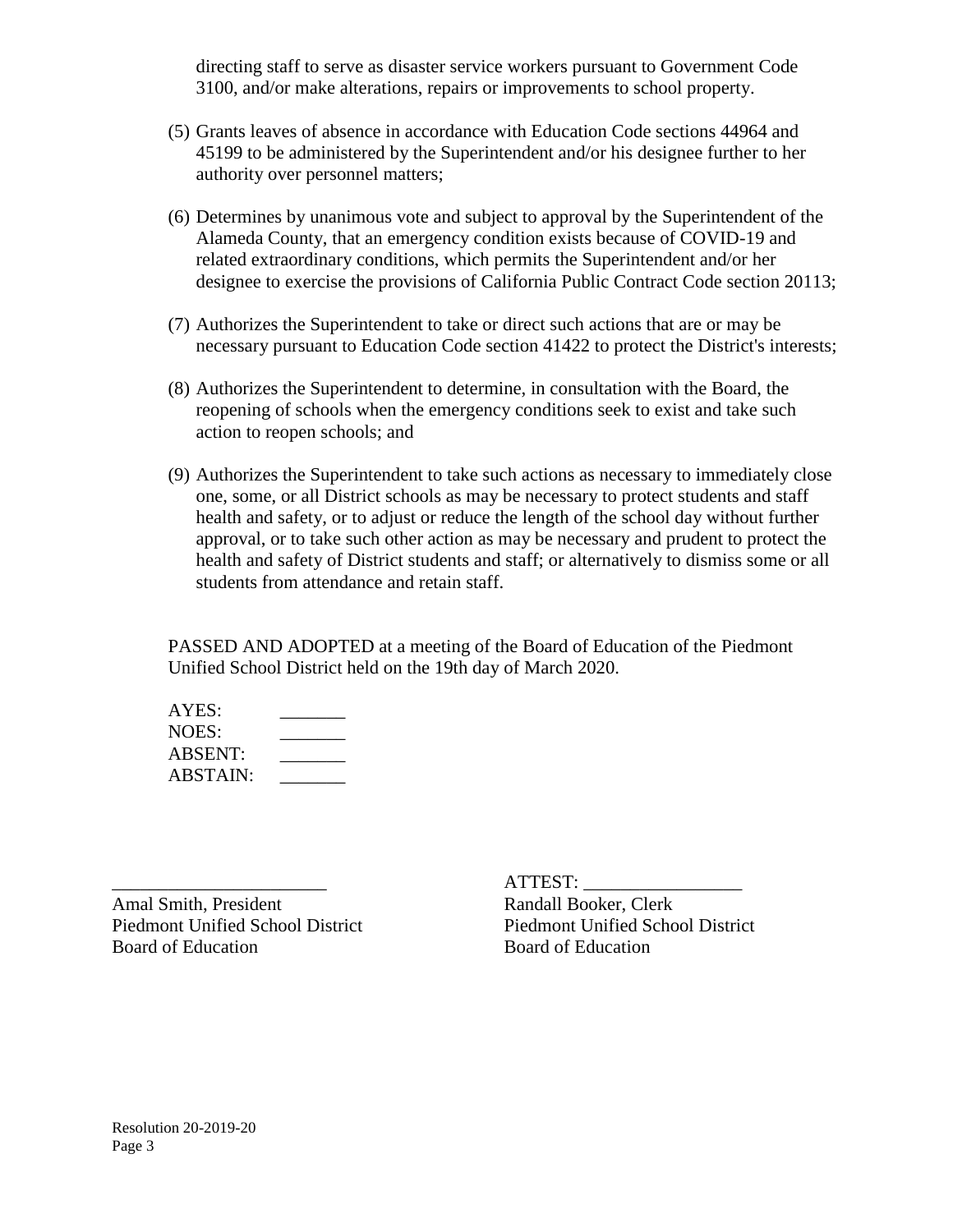directing staff to serve as disaster service workers pursuant to Government Code 3100, and/or make alterations, repairs or improvements to school property.

(5) Grants leaves of absence in accordance with Education Code sections 44964 and 45199 to be administered by the Superintendent and/or his designee further to her authority over personnel matters;

(6) Determines by unanimous vote and subject to approval by the Superintendent of the Alameda County, that an emergency condition exists because of COVID-19 and related extraordinary conditions, which permits the Superintendent and/or her designee to exercise the provisions of California Public Contract Code section 20113;

(7) Authorizes the Superintendent to take or direct such actions that are or may be necessary pursuant to Education Code section 41422 to protect the District's interests;

(8) Authorizes the Superintendent to determine, in consultation with the Board, the reopening of schools when the emergency conditions seek to exist and take such action to reopen schools; and

(9) Authorizes the Superintendent to take such actions as necessary to immediately close one, some, or all District schools as may be necessary to protect students and staff health and safety, or to adjust or reduce the length of the school day without further approval, or to take such other action as may be necessary and prudent to protect the health and safety of District students and staff; or alternatively to dismiss some or all students from attendance and retain staff.

PASSED AND ADOPTED at a meeting of the Board of Education of the Piedmont Unified School District held on the 19th day of March 2020.

AYES: _______
NOES: _______
ABSENT: _______
ABSTAIN: _______

_______________________
Amal Smith, President
Piedmont Unified School District
Board of Education

ATTEST: _________________
Randall Booker, Clerk
Piedmont Unified School District
Board of Education

Resolution 20-2019-20